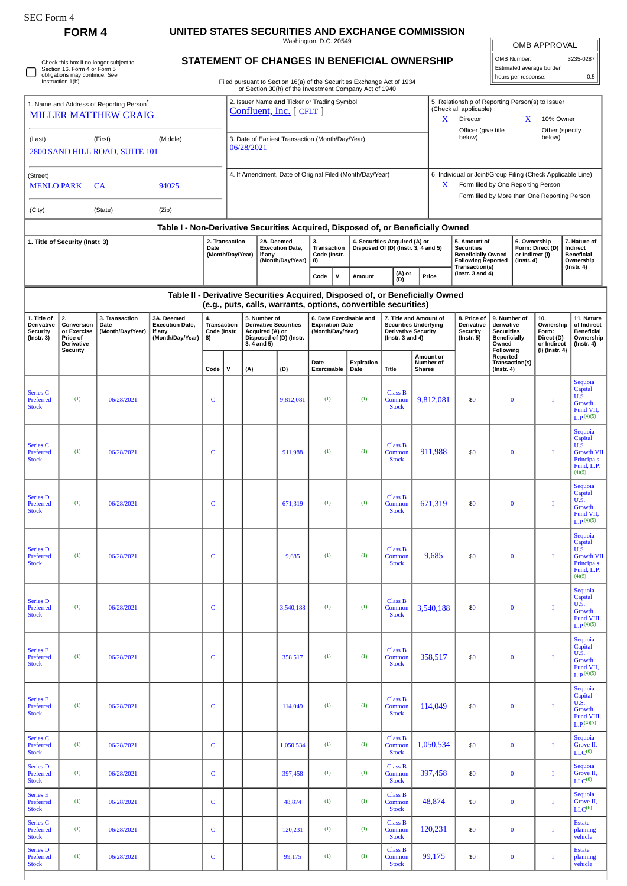SEC Form 4

# FORM 4

## UNITED STATES SECURITIES AND EXCHANGE COMMISSION

Washington, D.C. 20549

| OMB APPROVAL | |
|---|---|
| OMB Number: | 3235-0287 |
| Estimated average burden | |
| hours per response: | 0.5 |

☐ Check this box if no longer subject to Section 16. Form 4 or Form 5 obligations may continue. *See* Instruction 1(b).

## STATEMENT OF CHANGES IN BENEFICIAL OWNERSHIP

Filed pursuant to Section 16(a) of the Securities Exchange Act of 1934 or Section 30(h) of the Investment Company Act of 1940

1. Name and Address of Reporting Person*
MILLER MATTHEW CRAIG

(Last) (First) (Middle)
2800 SAND HILL ROAD, SUITE 101

(Street)
MENLO PARK CA 94025

(City) (State) (Zip)

2. Issuer Name **and** Ticker or Trading Symbol
Confluent, Inc. [ CFLT ]

3. Date of Earliest Transaction (Month/Day/Year)
06/28/2021

4. If Amendment, Date of Original Filed (Month/Day/Year)

5. Relationship of Reporting Person(s) to Issuer (Check all applicable)
X Director
X 10% Owner
Officer (give title below)
Other (specify below)

6. Individual or Joint/Group Filing (Check Applicable Line)
X Form filed by One Reporting Person
Form filed by More than One Reporting Person

### Table I - Non-Derivative Securities Acquired, Disposed of, or Beneficially Owned

| 1. Title of Security (Instr. 3) | 2. Transaction Date (Month/Day/Year) | 2A. Deemed Execution Date, if any (Month/Day/Year) | 3. Transaction Code (Instr. 8) | | 4. Securities Acquired (A) or Disposed Of (D) (Instr. 3, 4 and 5) | | | 5. Amount of Securities Beneficially Owned Following Reported Transaction(s) (Instr. 3 and 4) | 6. Ownership Form: Direct (D) or Indirect (I) (Instr. 4) | 7. Nature of Indirect Beneficial Ownership (Instr. 4) |
|---|---|---|---|---|---|---|---|---|---|---|
| | | | Code | V | Amount | (A) or (D) | Price | | | |

### Table II - Derivative Securities Acquired, Disposed of, or Beneficially Owned (e.g., puts, calls, warrants, options, convertible securities)

| 1. Title of Derivative Security (Instr. 3) | 2. Conversion or Exercise Price of Derivative Security | 3. Transaction Date (Month/Day/Year) | 3A. Deemed Execution Date, if any (Month/Day/Year) | 4. Transaction Code (Instr. 8) | | 5. Number of Derivative Securities Acquired (A) or Disposed of (D) (Instr. 3, 4 and 5) | | 6. Date Exercisable and Expiration Date (Month/Day/Year) | | 7. Title and Amount of Securities Underlying Derivative Security (Instr. 3 and 4) | | 8. Price of Derivative Security (Instr. 5) | 9. Number of derivative Securities Beneficially Owned Following Reported Transaction(s) (Instr. 4) | 10. Ownership Form: Direct (D) or Indirect (I) (Instr. 4) | 11. Nature of Indirect Beneficial Ownership (Instr. 4) |
|---|---|---|---|---|---|---|---|---|---|---|---|---|---|---|---|
| | | | | Code | V | (A) | (D) | Date Exercisable | Expiration Date | Title | Amount or Number of Shares | | | | |
| Series C Preferred Stock | (1) | 06/28/2021 | | C | | | 9,812,081 | (1) | (1) | Class B Common Stock | 9,812,081 | $0 | 0 | I | Sequoia Capital U.S. Growth Fund VII, L.P.(4)(5) |
| Series C Preferred Stock | (1) | 06/28/2021 | | C | | | 911,988 | (1) | (1) | Class B Common Stock | 911,988 | $0 | 0 | I | Sequoia Capital U.S. Growth VII Principals Fund, L.P.(4)(5) |
| Series D Preferred Stock | (1) | 06/28/2021 | | C | | | 671,319 | (1) | (1) | Class B Common Stock | 671,319 | $0 | 0 | I | Sequoia Capital U.S. Growth Fund VII, L.P.(4)(5) |
| Series D Preferred Stock | (1) | 06/28/2021 | | C | | | 9,685 | (1) | (1) | Class B Common Stock | 9,685 | $0 | 0 | I | Sequoia Capital U.S. Growth VII Principals Fund, L.P.(4)(5) |
| Series D Preferred Stock | (1) | 06/28/2021 | | C | | | 3,540,188 | (1) | (1) | Class B Common Stock | 3,540,188 | $0 | 0 | I | Sequoia Capital U.S. Growth Fund VIII, L.P.(4)(5) |
| Series E Preferred Stock | (1) | 06/28/2021 | | C | | | 358,517 | (1) | (1) | Class B Common Stock | 358,517 | $0 | 0 | I | Sequoia Capital U.S. Growth Fund VII, L.P.(4)(5) |
| Series E Preferred Stock | (1) | 06/28/2021 | | C | | | 114,049 | (1) | (1) | Class B Common Stock | 114,049 | $0 | 0 | I | Sequoia Capital U.S. Growth Fund VIII, L.P.(4)(5) |
| Series C Preferred Stock | (1) | 06/28/2021 | | C | | | 1,050,534 | (1) | (1) | Class B Common Stock | 1,050,534 | $0 | 0 | I | Sequoia Grove II, LLC(6) |
| Series D Preferred Stock | (1) | 06/28/2021 | | C | | | 397,458 | (1) | (1) | Class B Common Stock | 397,458 | $0 | 0 | I | Sequoia Grove II, LLC(6) |
| Series E Preferred Stock | (1) | 06/28/2021 | | C | | | 48,874 | (1) | (1) | Class B Common Stock | 48,874 | $0 | 0 | I | Sequoia Grove II, LLC(6) |
| Series C Preferred Stock | (1) | 06/28/2021 | | C | | | 120,231 | (1) | (1) | Class B Common Stock | 120,231 | $0 | 0 | I | Estate planning vehicle |
| Series D Preferred Stock | (1) | 06/28/2021 | | C | | | 99,175 | (1) | (1) | Class B Common Stock | 99,175 | $0 | 0 | I | Estate planning vehicle |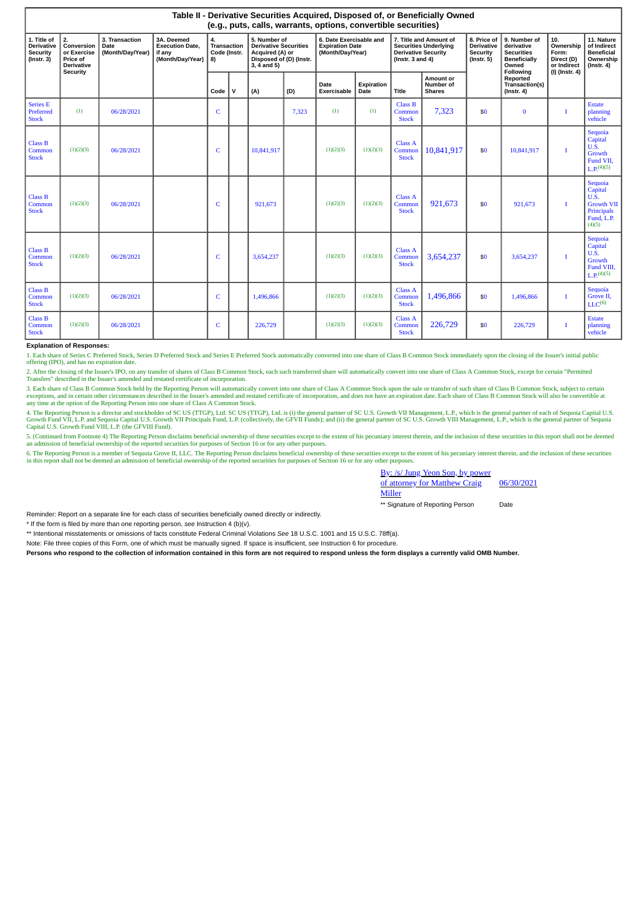## Table II - Derivative Securities Acquired, Disposed of, or Beneficially Owned
### (e.g., puts, calls, warrants, options, convertible securities)

| 1. Title of Derivative Security (Instr. 3) | 2. Conversion or Exercise Price of Derivative Security | 3. Transaction Date (Month/Day/Year) | 3A. Deemed Execution Date, if any (Month/Day/Year) | 4. Transaction Code (Instr. 8) | | 5. Number of Derivative Securities Acquired (A) or Disposed of (D) (Instr. 3, 4 and 5) | | 6. Date Exercisable and Expiration Date (Month/Day/Year) | | 7. Title and Amount of Securities Underlying Derivative Security (Instr. 3 and 4) | | 8. Price of Derivative Security (Instr. 5) | 9. Number of derivative Securities Beneficially Owned Following Reported Transaction(s) (Instr. 4) | 10. Ownership Form: Direct (D) or Indirect (I) (Instr. 4) | 11. Nature of Indirect Beneficial Ownership (Instr. 4) |
|---|---|---|---|---|---|---|---|---|---|---|---|---|---|---|---|
| | | | | Code | V | (A) | (D) | Date Exercisable | Expiration Date | Title | Amount or Number of Shares | | | | |
| Series E Preferred Stock | (1) | 06/28/2021 | | C | | | 7,323 | (1) | (1) | Class B Common Stock | 7,323 | $0 | 0 | I | Estate planning vehicle |
| Class B Common Stock | (1)(2)(3) | 06/28/2021 | | C | | 10,841,917 | | (1)(2)(3) | (1)(2)(3) | Class A Common Stock | 10,841,917 | $0 | 10,841,917 | I | Sequoia Capital U.S. Growth Fund VII, L.P.(4)(5) |
| Class B Common Stock | (1)(2)(3) | 06/28/2021 | | C | | 921,673 | | (1)(2)(3) | (1)(2)(3) | Class A Common Stock | 921,673 | $0 | 921,673 | I | Sequoia Capital U.S. Growth VII Principals Fund, L.P.(4)(5) |
| Class B Common Stock | (1)(2)(3) | 06/28/2021 | | C | | 3,654,237 | | (1)(2)(3) | (1)(2)(3) | Class A Common Stock | 3,654,237 | $0 | 3,654,237 | I | Sequoia Capital U.S. Growth Fund VIII, L.P.(4)(5) |
| Class B Common Stock | (1)(2)(3) | 06/28/2021 | | C | | 1,496,866 | | (1)(2)(3) | (1)(2)(3) | Class A Common Stock | 1,496,866 | $0 | 1,496,866 | I | Sequoia Grove II, LLC(6) |
| Class B Common Stock | (1)(2)(3) | 06/28/2021 | | C | | 226,729 | | (1)(2)(3) | (1)(2)(3) | Class A Common Stock | 226,729 | $0 | 226,729 | I | Estate planning vehicle |

**Explanation of Responses:**

1. Each share of Series C Preferred Stock, Series D Preferred Stock and Series E Preferred Stock automatically converted into one share of Class B Common Stock immediately upon the closing of the Issuer's initial public offering (IPO), and has no expiration date.

2. After the closing of the Issuer's IPO, on any transfer of shares of Class B Common Stock, each such transferred share will automatically convert into one share of Class A Common Stock, except for certain "Permitted Transfers" described in the Issuer's amended and restated certificate of incorporation.

3. Each share of Class B Common Stock held by the Reporting Person will automatically convert into one share of Class A Common Stock upon the sale or transfer of such share of Class B Common Stock, subject to certain exceptions, and in certain other circumstances described in the Issuer's amended and restated certificate of incorporation, and does not have an expiration date. Each share of Class B Common Stock will also be convertible at any time at the option of the Reporting Person into one share of Class A Common Stock.

4. The Reporting Person is a director and stockholder of SC US (TTGP), Ltd. SC US (TTGP), Ltd. is (i) the general partner of SC U.S. Growth VII Management, L.P., which is the general partner of each of Sequoia Capital U.S. Growth Fund VII, L.P. and Sequoia Capital U.S. Growth VII Principals Fund, L.P. (collectively, the GFVII Funds); and (ii) the general partner of SC U.S. Growth VIII Management, L.P., which is the general partner of Sequoia Capital U.S. Growth Fund VIII, L.P. (the GFVIII Fund).

5. (Continued from Footnote 4) The Reporting Person disclaims beneficial ownership of these securities except to the extent of his pecuniary interest therein, and the inclusion of these securities in this report shall not be deemed an admission of beneficial ownership of the reported securities for purposes of Section 16 or for any other purposes.

6. The Reporting Person is a member of Sequoia Grove II, LLC. The Reporting Person disclaims beneficial ownership of these securities except to the extent of his pecuniary interest therein, and the inclusion of these securities in this report shall not be deemed an admission of beneficial ownership of the reported securities for purposes of Section 16 or for any other purposes.

By: /s/ Jung Yeon Son, by power of attorney for Matthew Craig Miller — 06/30/2021

** Signature of Reporting Person — Date

Reminder: Report on a separate line for each class of securities beneficially owned directly or indirectly.

* If the form is filed by more than one reporting person, *see* Instruction 4 (b)(v).

** Intentional misstatements or omissions of facts constitute Federal Criminal Violations *See* 18 U.S.C. 1001 and 15 U.S.C. 78ff(a).

Note: File three copies of this Form, one of which must be manually signed. If space is insufficient, *see* Instruction 6 for procedure.

**Persons who respond to the collection of information contained in this form are not required to respond unless the form displays a currently valid OMB Number.**